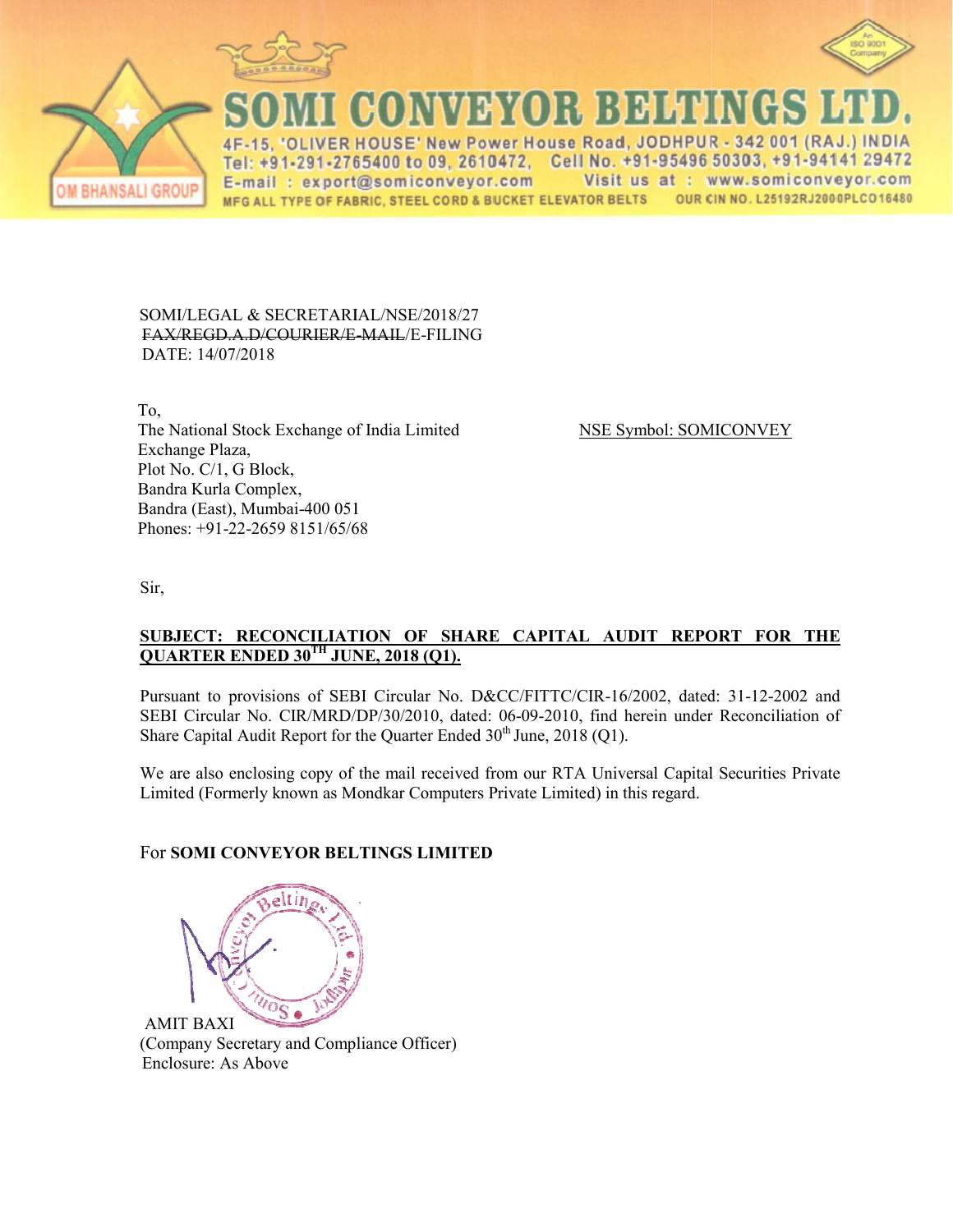# SOMI CONVEYOR BELTINGS LTD.

4F-15, 'OLIVER HOUSE' New Power House Road, JODHPUR - 342 001 (RAJ.) INDIA
Tel: +91-291-2765400 to 09, 2610472, Cell No. +91-95496 50303, +91-94141 29472
E-mail : export@somiconveyor.com Visit us at : www.somiconveyor.com
MFG ALL TYPE OF FABRIC, STEEL CORD & BUCKET ELEVATOR BELTS OUR CIN NO. L25192RJ2000PLC016480

OM BHANSALI GROUP

SOMI/LEGAL & SECRETARIAL/NSE/2018/27
~~FAX/REGD.A.D/COURIER/E-MAIL~~/E-FILING
DATE: 14/07/2018

To,
The National Stock Exchange of India Limited
Exchange Plaza,
Plot No. C/1, G Block,
Bandra Kurla Complex,
Bandra (East), Mumbai-400 051
Phones: +91-22-2659 8151/65/68

NSE Symbol: SOMICONVEY

Sir,

**SUBJECT: RECONCILIATION OF SHARE CAPITAL AUDIT REPORT FOR THE QUARTER ENDED 30TH JUNE, 2018 (Q1).**

Pursuant to provisions of SEBI Circular No. D&CC/FITTC/CIR-16/2002, dated: 31-12-2002 and SEBI Circular No. CIR/MRD/DP/30/2010, dated: 06-09-2010, find herein under Reconciliation of Share Capital Audit Report for the Quarter Ended 30th June, 2018 (Q1).

We are also enclosing copy of the mail received from our RTA Universal Capital Securities Private Limited (Formerly known as Mondkar Computers Private Limited) in this regard.

For **SOMI CONVEYOR BELTINGS LIMITED**

AMIT BAXI
(Company Secretary and Compliance Officer)
Enclosure: As Above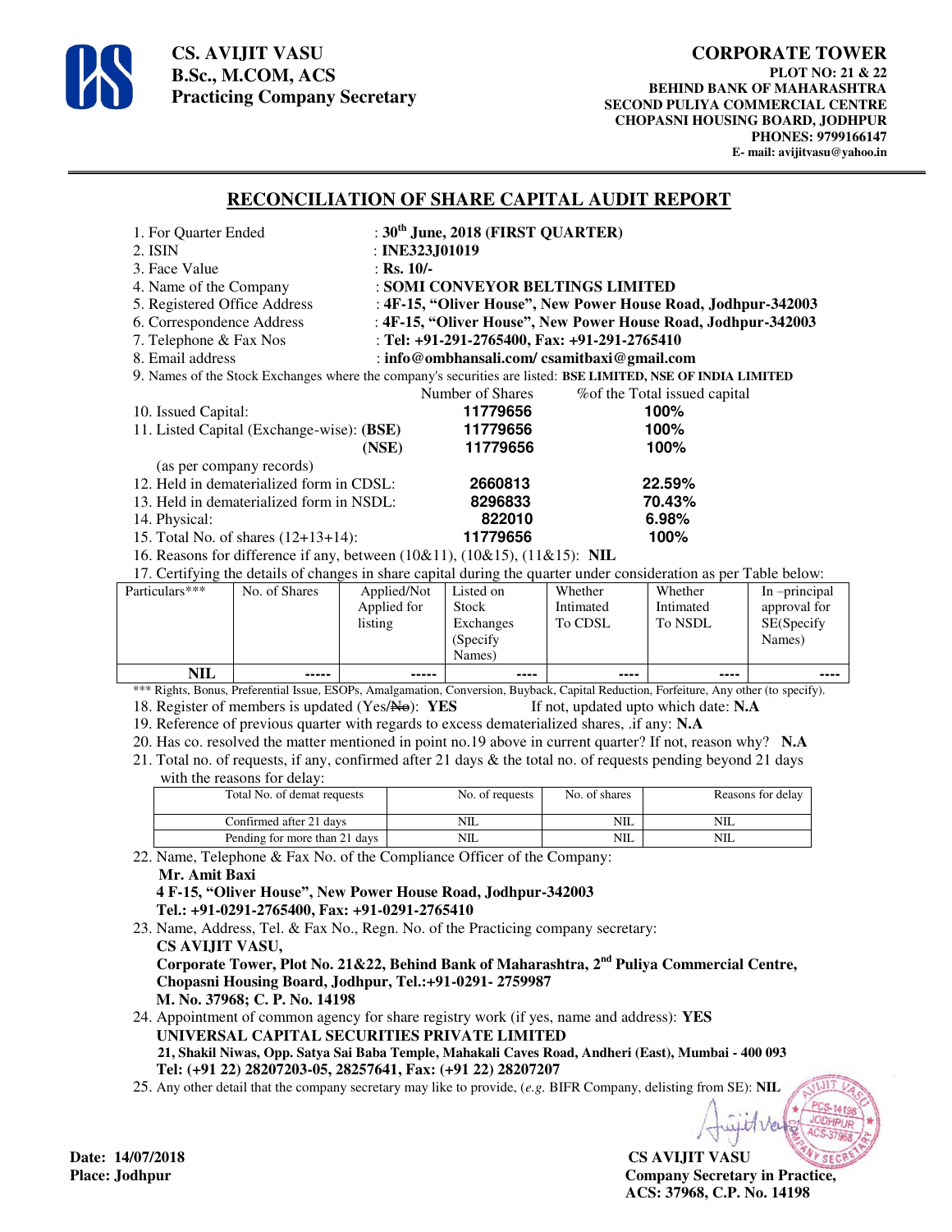**CS. AVIJIT VASU**
**B.Sc., M.COM, ACS**
**Practicing Company Secretary**

**CORPORATE TOWER**
**PLOT NO: 21 & 22**
**BEHIND BANK OF MAHARASHTRA**
**SECOND PULIYA COMMERCIAL CENTRE**
**CHOPASNI HOUSING BOARD, JODHPUR**
**PHONES: 9799166147**
**E- mail: avijitvasu@yahoo.in**

---

## RECONCILIATION OF SHARE CAPITAL AUDIT REPORT

1. For Quarter Ended : **30th June, 2018 (FIRST QUARTER)**
2. ISIN : **INE323J01019**
3. Face Value : **Rs. 10/-**
4. Name of the Company : **SOMI CONVEYOR BELTINGS LIMITED**
5. Registered Office Address : **4F-15, "Oliver House", New Power House Road, Jodhpur-342003**
6. Correspondence Address : **4F-15, "Oliver House", New Power House Road, Jodhpur-342003**
7. Telephone & Fax Nos : **Tel: +91-291-2765400, Fax: +91-291-2765410**
8. Email address : **info@ombhansali.com/ csamitbaxi@gmail.com**
9. Names of the Stock Exchanges where the company's securities are listed: **BSE LIMITED, NSE OF INDIA LIMITED**

| | Number of Shares | %of the Total issued capital |
|---|---|---|
| 10. Issued Capital: | **11779656** | **100%** |
| 11. Listed Capital (Exchange-wise): **(BSE)** | **11779656** | **100%** |
| **(NSE)** | **11779656** | **100%** |
| (as per company records) | | |
| 12. Held in dematerialized form in CDSL: | **2660813** | **22.59%** |
| 13. Held in dematerialized form in NSDL: | **8296833** | **70.43%** |
| 14. Physical: | **822010** | **6.98%** |
| 15. Total No. of shares (12+13+14): | **11779656** | **100%** |

16. Reasons for difference if any, between (10&11), (10&15), (11&15): **NIL**
17. Certifying the details of changes in share capital during the quarter under consideration as per Table below:

| Particulars*** | No. of Shares | Applied/Not Applied for listing | Listed on Stock Exchanges (Specify Names) | Whether Intimated To CDSL | Whether Intimated To NSDL | In –principal approval for SE(Specify Names) |
|---|---|---|---|---|---|---|
| **NIL** | ----- | ----- | ---- | ---- | ---- | ---- |

*** Rights, Bonus, Preferential Issue, ESOPs, Amalgamation, Conversion, Buyback, Capital Reduction, Forfeiture, Any other (to specify).

18. Register of members is updated (Yes/~~No~~): **YES** If not, updated upto which date: **N.A**
19. Reference of previous quarter with regards to excess dematerialized shares, .if any: **N.A**
20. Has co. resolved the matter mentioned in point no.19 above in current quarter? If not, reason why? **N.A**
21. Total no. of requests, if any, confirmed after 21 days & the total no. of requests pending beyond 21 days with the reasons for delay:

| Total No. of demat requests | No. of requests | No. of shares | Reasons for delay |
|---|---|---|---|
| Confirmed after 21 days | NIL | NIL | NIL |
| Pending for more than 21 days | NIL | NIL | NIL |

22. Name, Telephone & Fax No. of the Compliance Officer of the Company:
    **Mr. Amit Baxi**
    **4 F-15, "Oliver House", New Power House Road, Jodhpur-342003**
    **Tel.: +91-0291-2765400, Fax: +91-0291-2765410**
23. Name, Address, Tel. & Fax No., Regn. No. of the Practicing company secretary:
    **CS AVIJIT VASU,**
    **Corporate Tower, Plot No. 21&22, Behind Bank of Maharashtra, 2nd Puliya Commercial Centre, Chopasni Housing Board, Jodhpur, Tel.:+91-0291- 2759987**
    **M. No. 37968; C. P. No. 14198**
24. Appointment of common agency for share registry work (if yes, name and address): **YES**
    **UNIVERSAL CAPITAL SECURITIES PRIVATE LIMITED**
    **21, Shakil Niwas, Opp. Satya Sai Baba Temple, Mahakali Caves Road, Andheri (East), Mumbai - 400 093**
    **Tel: (+91 22) 28207203-05, 28257641, Fax: (+91 22) 28207207**
25. Any other detail that the company secretary may like to provide, (*e.g.* BIFR Company, delisting from SE): **NIL**

**Date: 14/07/2018**
**Place: Jodhpur**

**CS AVIJIT VASU**
**Company Secretary in Practice,**
**ACS: 37968, C.P. No. 14198**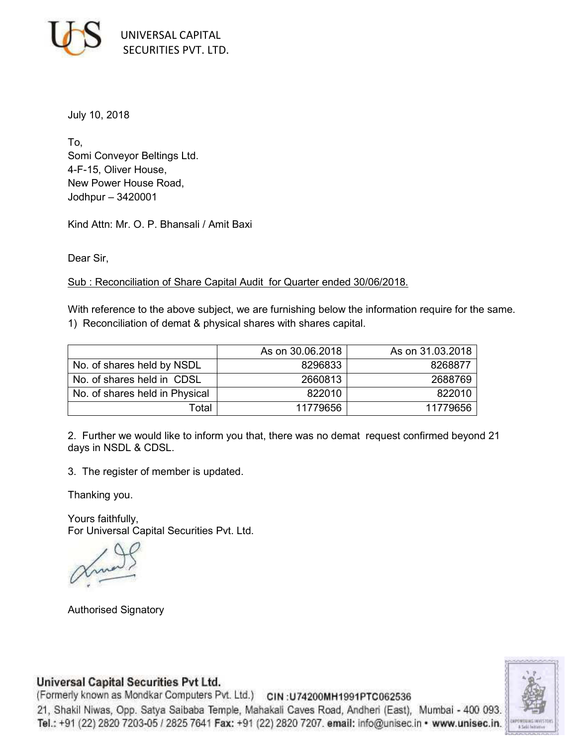UNIVERSAL CAPITAL SECURITIES PVT. LTD.

July 10, 2018

To,
Somi Conveyor Beltings Ltd.
4-F-15, Oliver House,
New Power House Road,
Jodhpur – 3420001

Kind Attn: Mr. O. P. Bhansali / Amit Baxi

Dear Sir,

Sub : Reconciliation of Share Capital Audit for Quarter ended 30/06/2018.

With reference to the above subject, we are furnishing below the information require for the same.

1) Reconciliation of demat & physical shares with shares capital.

| | As on 30.06.2018 | As on 31.03.2018 |
|---|---|---|
| No. of shares held by NSDL | 8296833 | 8268877 |
| No. of shares held in CDSL | 2660813 | 2688769 |
| No. of shares held in Physical | 822010 | 822010 |
| Total | 11779656 | 11779656 |

2. Further we would like to inform you that, there was no demat request confirmed beyond 21 days in NSDL & CDSL.

3. The register of member is updated.

Thanking you.

Yours faithfully,
For Universal Capital Securities Pvt. Ltd.

Authorised Signatory

**Universal Capital Securities Pvt Ltd.**
(Formerly known as Mondkar Computers Pvt. Ltd.) CIN :U74200MH1991PTC062536
21, Shakil Niwas, Opp. Satya Saibaba Temple, Mahakali Caves Road, Andheri (East), Mumbai - 400 093.
**Tel.:** +91 (22) 2820 7203-05 / 2825 7641 **Fax:** +91 (22) 2820 7207. **email:** info@unisec.in • **www.unisec.in.**